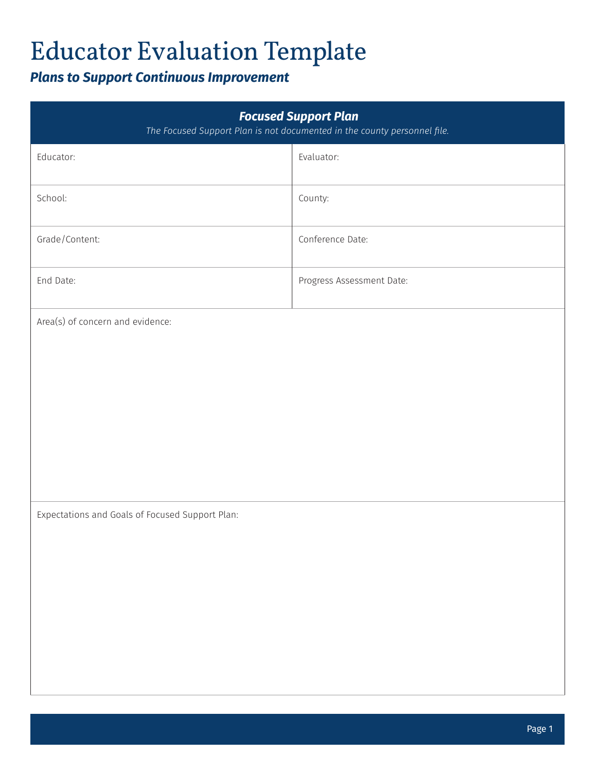# Educator Evaluation Template

## *Plans to Support Continuous Improvement*

| ***Focused Support Plan*** <br> *The Focused Support Plan is not documented in the county personnel file.* | |
|---|---|
| Educator: | Evaluator: |
| School: | County: |
| Grade/Content: | Conference Date: |
| End Date: | Progress Assessment Date: |
| Area(s) of concern and evidence: | |
| Expectations and Goals of Focused Support Plan: | |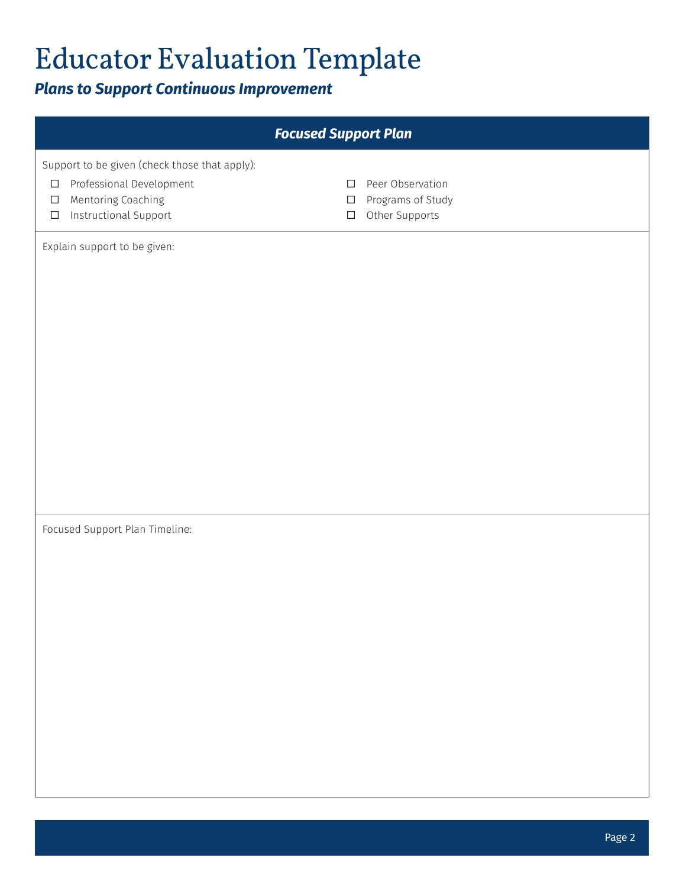# Educator Evaluation Template

***Plans to Support Continuous Improvement***

## *Focused Support Plan*

Support to be given (check those that apply):

- ☐ Professional Development
- ☐ Mentoring Coaching
- ☐ Instructional Support
- ☐ Peer Observation
- ☐ Programs of Study
- ☐ Other Supports

Explain support to be given:

Focused Support Plan Timeline: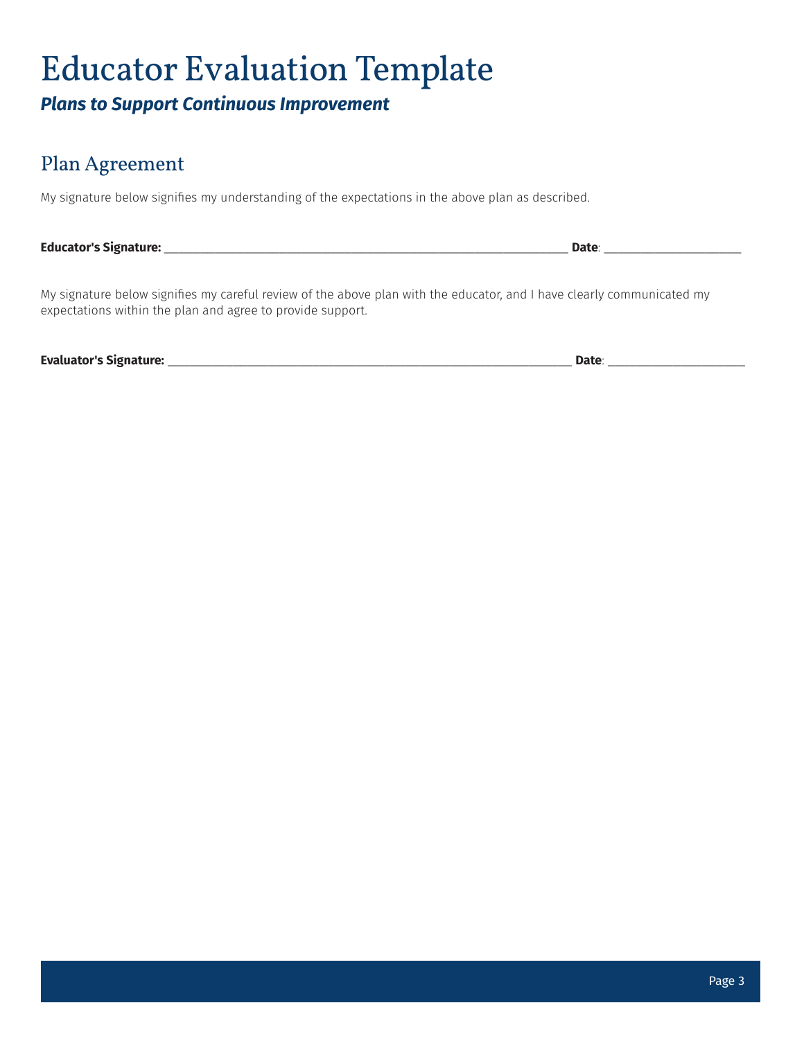# Educator Evaluation Template

***Plans to Support Continuous Improvement***

## Plan Agreement

My signature below signifies my understanding of the expectations in the above plan as described.

**Educator's Signature:** ______________________________________________________________ **Date**: ______________________

My signature below signifies my careful review of the above plan with the educator, and I have clearly communicated my expectations within the plan and agree to provide support.

**Evaluator's Signature:** ______________________________________________________________ **Date**: ______________________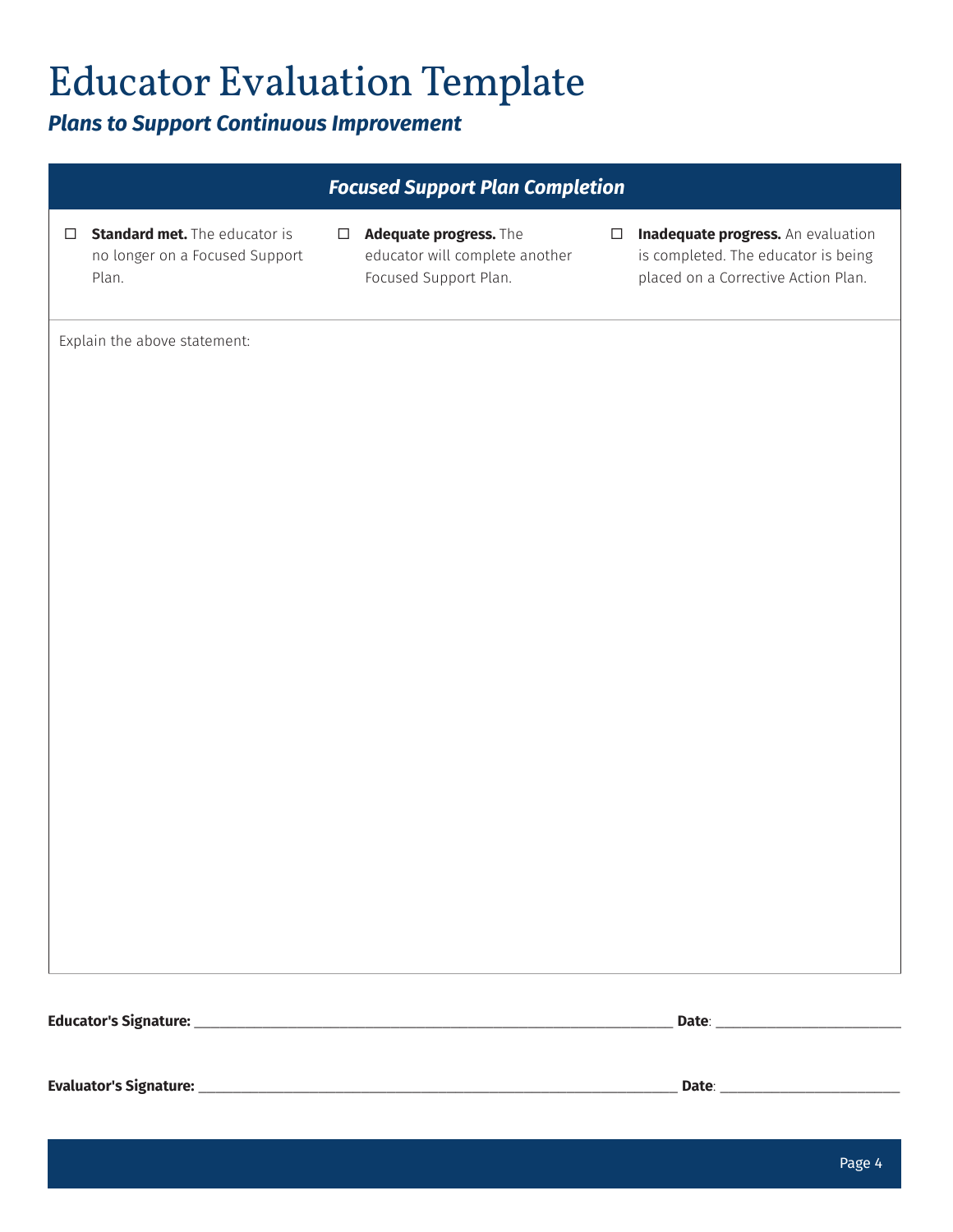# Educator Evaluation Template

***Plans to Support Continuous Improvement***

## *Focused Support Plan Completion*

☐ **Standard met.** The educator is no longer on a Focused Support Plan.

☐ **Adequate progress.** The educator will complete another Focused Support Plan.

☐ **Inadequate progress.** An evaluation is completed. The educator is being placed on a Corrective Action Plan.

Explain the above statement:

**Educator's Signature:** ____________________________________________ **Date**: ____________________

**Evaluator's Signature:** ____________________________________________ **Date**: ____________________